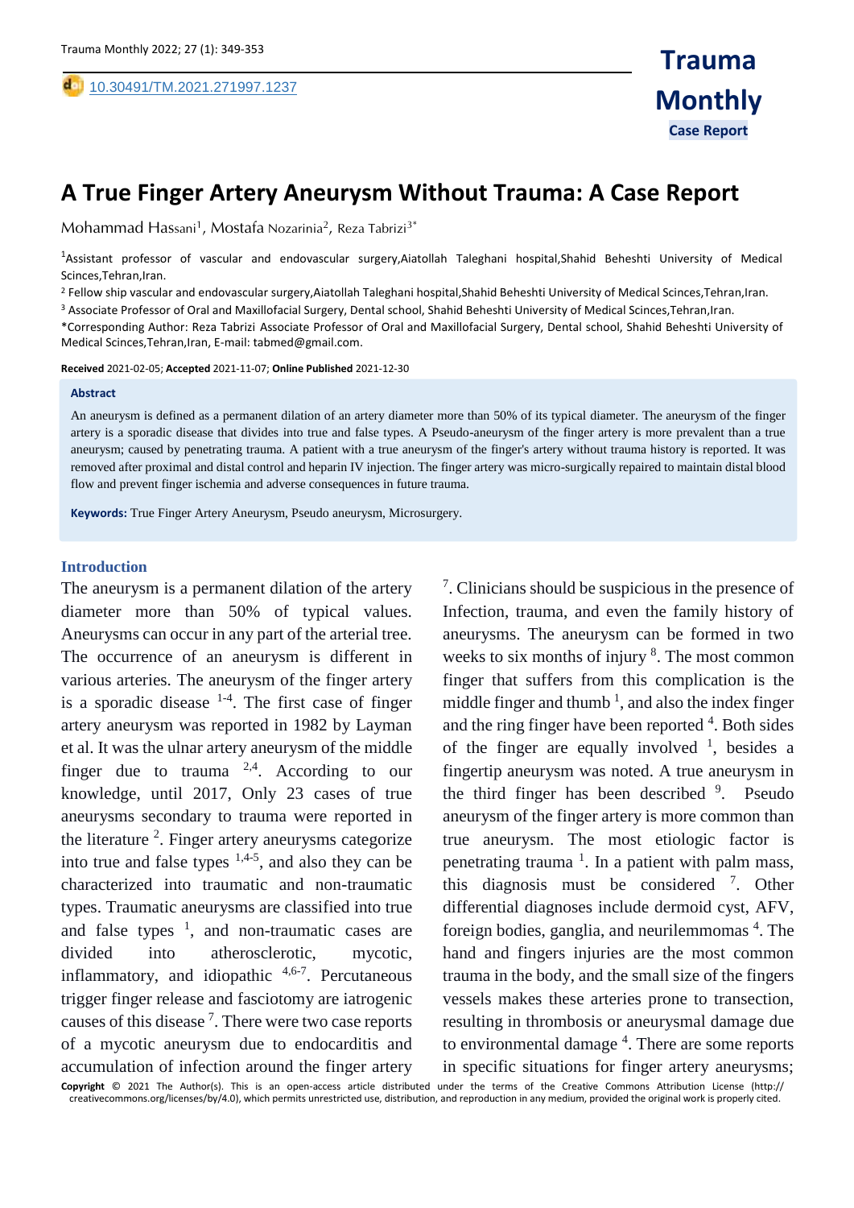Case Report

# A True Finger Artery Aneurysm Without Trauma: A Case Report

Mohammad Hassani[1], Mostafa Nozarinia[2], Reza Tabrizi[3*]

[1]Assistant professor of vascular and endovascular surgery,Aiatollah Taleghani hospital,Shahid Beheshti University of Medical Scinces,Tehran,Iran.

[2] Fellow ship vascular and endovascular surgery,Aiatollah Taleghani hospital,Shahid Beheshti University of Medical Scinces,Tehran,Iran.

[3] Associate Professor of Oral and Maxillofacial Surgery, Dental school, Shahid Beheshti University of Medical Scinces,Tehran,Iran.

*Corresponding Author: Reza Tabrizi Associate Professor of Oral and Maxillofacial Surgery, Dental school, Shahid Beheshti University of Medical Scinces,Tehran,Iran, E-mail: tabmed@gmail.com.

**Received** 2021-02-05; **Accepted** 2021-11-07; **Online Published** 2021-12-30

**Abstract**

An aneurysm is defined as a permanent dilation of an artery diameter more than 50% of its typical diameter. The aneurysm of the finger artery is a sporadic disease that divides into true and false types. A Pseudo-aneurysm of the finger artery is more prevalent than a true aneurysm; caused by penetrating trauma. A patient with a true aneurysm of the finger's artery without trauma history is reported. It was removed after proximal and distal control and heparin IV injection. The finger artery was micro-surgically repaired to maintain distal blood flow and prevent finger ischemia and adverse consequences in future trauma.

**Keywords:** True Finger Artery Aneurysm, Pseudo aneurysm, Microsurgery.

## Introduction

The aneurysm is a permanent dilation of the artery diameter more than 50% of typical values. Aneurysms can occur in any part of the arterial tree. The occurrence of an aneurysm is different in various arteries. The aneurysm of the finger artery is a sporadic disease [1-4]. The first case of finger artery aneurysm was reported in 1982 by Layman et al. It was the ulnar artery aneurysm of the middle finger due to trauma [2,4]. According to our knowledge, until 2017, Only 23 cases of true aneurysms secondary to trauma were reported in the literature [2]. Finger artery aneurysms categorize into true and false types [1,4-5], and also they can be characterized into traumatic and non-traumatic types. Traumatic aneurysms are classified into true and false types [1], and non-traumatic cases are divided into atherosclerotic, mycotic, inflammatory, and idiopathic [4,6-7]. Percutaneous trigger finger release and fasciotomy are iatrogenic causes of this disease [7]. There were two case reports of a mycotic aneurysm due to endocarditis and accumulation of infection around the finger artery [7]. Clinicians should be suspicious in the presence of Infection, trauma, and even the family history of aneurysms. The aneurysm can be formed in two weeks to six months of injury [8]. The most common finger that suffers from this complication is the middle finger and thumb [1], and also the index finger and the ring finger have been reported [4]. Both sides of the finger are equally involved [1], besides a fingertip aneurysm was noted. A true aneurysm in the third finger has been described [9]. Pseudo aneurysm of the finger artery is more common than true aneurysm. The most etiologic factor is penetrating trauma [1]. In a patient with palm mass, this diagnosis must be considered [7]. Other differential diagnoses include dermoid cyst, AFV, foreign bodies, ganglia, and neurilemmomas [4]. The hand and fingers injuries are the most common trauma in the body, and the small size of the fingers vessels makes these arteries prone to transection, resulting in thrombosis or aneurysmal damage due to environmental damage [4]. There are some reports in specific situations for finger artery aneurysms;

**Copyright** © 2021 The Author(s). This is an open-access article distributed under the terms of the Creative Commons Attribution License (http:// creativecommons.org/licenses/by/4.0), which permits unrestricted use, distribution, and reproduction in any medium, provided the original work is properly cited.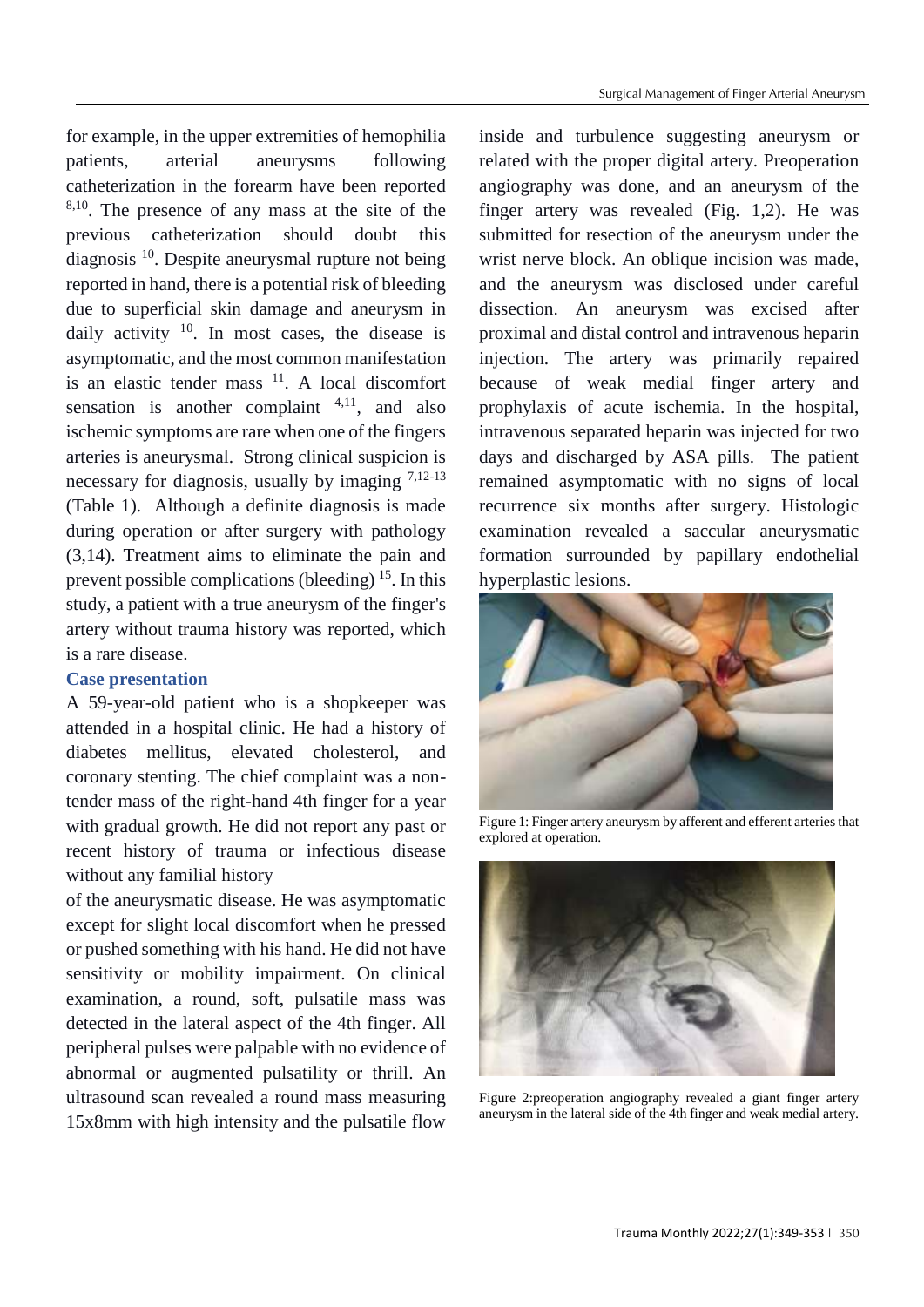for example, in the upper extremities of hemophilia patients, arterial aneurysms following catheterization in the forearm have been reported [8,10]. The presence of any mass at the site of the previous catheterization should doubt this diagnosis [10]. Despite aneurysmal rupture not being reported in hand, there is a potential risk of bleeding due to superficial skin damage and aneurysm in daily activity [10]. In most cases, the disease is asymptomatic, and the most common manifestation is an elastic tender mass [11]. A local discomfort sensation is another complaint [4,11], and also ischemic symptoms are rare when one of the fingers arteries is aneurysmal. Strong clinical suspicion is necessary for diagnosis, usually by imaging [7,12-13] (Table 1). Although a definite diagnosis is made during operation or after surgery with pathology (3,14). Treatment aims to eliminate the pain and prevent possible complications (bleeding) [15]. In this study, a patient with a true aneurysm of the finger's artery without trauma history was reported, which is a rare disease.

## Case presentation

A 59-year-old patient who is a shopkeeper was attended in a hospital clinic. He had a history of diabetes mellitus, elevated cholesterol, and coronary stenting. The chief complaint was a non-tender mass of the right-hand 4th finger for a year with gradual growth. He did not report any past or recent history of trauma or infectious disease without any familial history of the aneurysmatic disease. He was asymptomatic except for slight local discomfort when he pressed or pushed something with his hand. He did not have sensitivity or mobility impairment. On clinical examination, a round, soft, pulsatile mass was detected in the lateral aspect of the 4th finger. All peripheral pulses were palpable with no evidence of abnormal or augmented pulsatility or thrill. An ultrasound scan revealed a round mass measuring 15x8mm with high intensity and the pulsatile flow inside and turbulence suggesting aneurysm or related with the proper digital artery. Preoperation angiography was done, and an aneurysm of the finger artery was revealed (Fig. 1,2). He was submitted for resection of the aneurysm under the wrist nerve block. An oblique incision was made, and the aneurysm was disclosed under careful dissection. An aneurysm was excised after proximal and distal control and intravenous heparin injection. The artery was primarily repaired because of weak medial finger artery and prophylaxis of acute ischemia. In the hospital, intravenous separated heparin was injected for two days and discharged by ASA pills. The patient remained asymptomatic with no signs of local recurrence six months after surgery. Histologic examination revealed a saccular aneurysmatic formation surrounded by papillary endothelial hyperplastic lesions.

Figure 1: Finger artery aneurysm by afferent and efferent arteries that explored at operation.

Figure 2:preoperation angiography revealed a giant finger artery aneurysm in the lateral side of the 4th finger and weak medial artery.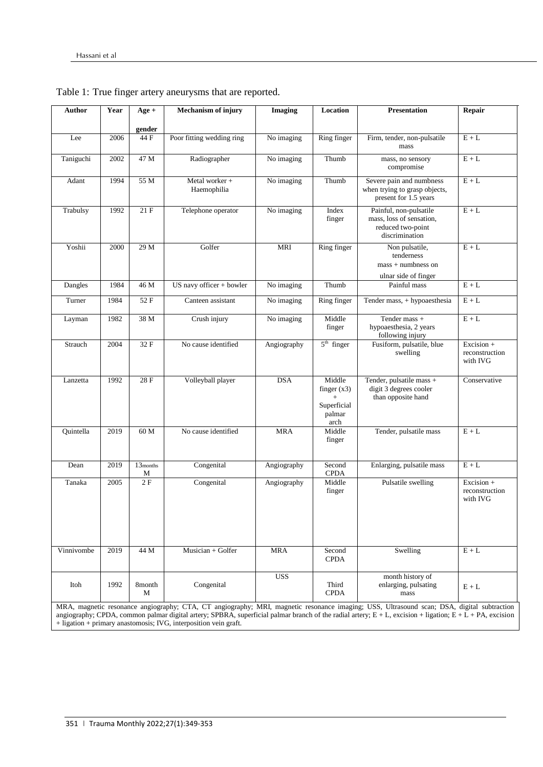Table 1: True finger artery aneurysms that are reported.

| Author | Year | Age + gender | Mechanism of injury | Imaging | Location | Presentation | Repair |
|---|---|---|---|---|---|---|---|
| Lee | 2006 | 44 F | Poor fitting wedding ring | No imaging | Ring finger | Firm, tender, non-pulsatile mass | E + L |
| Taniguchi | 2002 | 47 M | Radiographer | No imaging | Thumb | mass, no sensory compromise | E + L |
| Adant | 1994 | 55 M | Metal worker + Haemophilia | No imaging | Thumb | Severe pain and numbness when trying to grasp objects, present for 1.5 years | E + L |
| Trabulsy | 1992 | 21 F | Telephone operator | No imaging | Index finger | Painful, non-pulsatile mass, loss of sensation, reduced two-point discrimination | E + L |
| Yoshii | 2000 | 29 M | Golfer | MRI | Ring finger | Non pulsatile, tenderness mass + numbness on ulnar side of finger | E + L |
| Dangles | 1984 | 46 M | US navy officer + bowler | No imaging | Thumb | Painful mass | E + L |
| Turner | 1984 | 52 F | Canteen assistant | No imaging | Ring finger | Tender mass, + hypoaesthesia | E + L |
| Layman | 1982 | 38 M | Crush injury | No imaging | Middle finger | Tender mass + hypoaesthesia, 2 years following injury | E + L |
| Strauch | 2004 | 32 F | No cause identified | Angiography | 5th finger | Fusiform, pulsatile, blue swelling | Excision + reconstruction with IVG |
| Lanzetta | 1992 | 28 F | Volleyball player | DSA | Middle finger (x3) + Superficial palmar arch | Tender, pulsatile mass + digit 3 degrees cooler than opposite hand | Conservative |
| Quintella | 2019 | 60 M | No cause identified | MRA | Middle finger | Tender, pulsatile mass | E + L |
| Dean | 2019 | 13months M | Congenital | Angiography | Second CPDA | Enlarging, pulsatile mass | E + L |
| Tanaka | 2005 | 2 F | Congenital | Angiography | Middle finger | Pulsatile swelling | Excision + reconstruction with IVG |
| Vinnivombe | 2019 | 44 M | Musician + Golfer | MRA | Second CPDA | Swelling | E + L |
| Itoh | 1992 | 8month M | Congenital | USS | Third CPDA | month history of enlarging, pulsating mass | E + L |

MRA, magnetic resonance angiography; CTA, CT angiography; MRI, magnetic resonance imaging; USS, Ultrasound scan; DSA, digital subtraction angiography; CPDA, common palmar digital artery; SPBRA, superficial palmar branch of the radial artery; E + L, excision + ligation; E + L + PA, excision + ligation + primary anastomosis; IVG, interposition vein graft.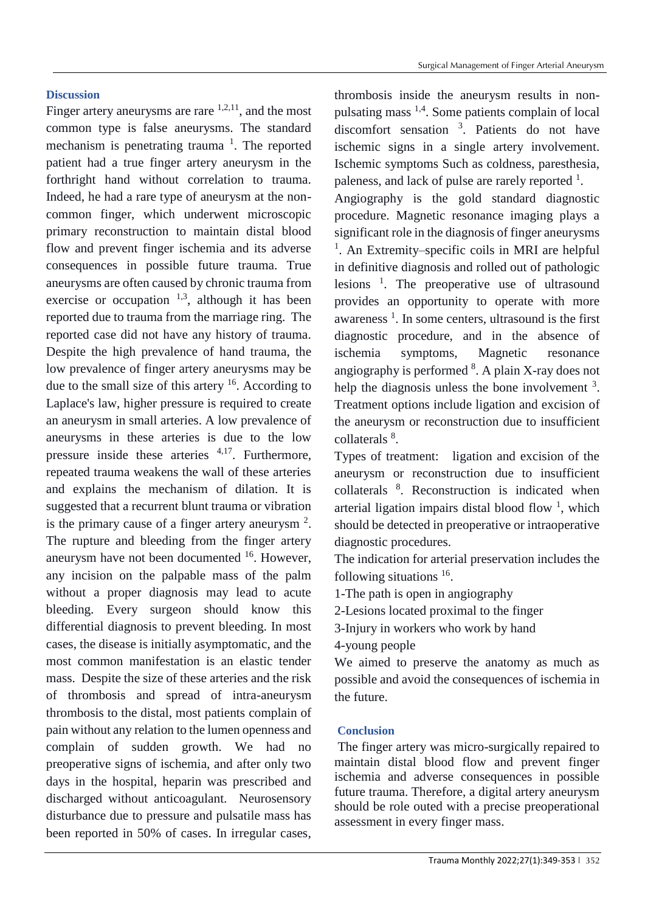## Discussion

Finger artery aneurysms are rare [1,2,11], and the most common type is false aneurysms. The standard mechanism is penetrating trauma [1]. The reported patient had a true finger artery aneurysm in the forthright hand without correlation to trauma. Indeed, he had a rare type of aneurysm at the non-common finger, which underwent microscopic primary reconstruction to maintain distal blood flow and prevent finger ischemia and its adverse consequences in possible future trauma. True aneurysms are often caused by chronic trauma from exercise or occupation [1,3], although it has been reported due to trauma from the marriage ring. The reported case did not have any history of trauma. Despite the high prevalence of hand trauma, the low prevalence of finger artery aneurysms may be due to the small size of this artery [16]. According to Laplace's law, higher pressure is required to create an aneurysm in small arteries. A low prevalence of aneurysms in these arteries is due to the low pressure inside these arteries [4,17]. Furthermore, repeated trauma weakens the wall of these arteries and explains the mechanism of dilation. It is suggested that a recurrent blunt trauma or vibration is the primary cause of a finger artery aneurysm [2]. The rupture and bleeding from the finger artery aneurysm have not been documented [16]. However, any incision on the palpable mass of the palm without a proper diagnosis may lead to acute bleeding. Every surgeon should know this differential diagnosis to prevent bleeding. In most cases, the disease is initially asymptomatic, and the most common manifestation is an elastic tender mass. Despite the size of these arteries and the risk of thrombosis and spread of intra-aneurysm thrombosis to the distal, most patients complain of pain without any relation to the lumen openness and complain of sudden growth. We had no preoperative signs of ischemia, and after only two days in the hospital, heparin was prescribed and discharged without anticoagulant. Neurosensory disturbance due to pressure and pulsatile mass has been reported in 50% of cases. In irregular cases, thrombosis inside the aneurysm results in non-pulsating mass [1,4]. Some patients complain of local discomfort sensation [3]. Patients do not have ischemic signs in a single artery involvement. Ischemic symptoms Such as coldness, paresthesia, paleness, and lack of pulse are rarely reported [1].

Angiography is the gold standard diagnostic procedure. Magnetic resonance imaging plays a significant role in the diagnosis of finger aneurysms [1]. An Extremity–specific coils in MRI are helpful in definitive diagnosis and rolled out of pathologic lesions [1]. The preoperative use of ultrasound provides an opportunity to operate with more awareness [1]. In some centers, ultrasound is the first diagnostic procedure, and in the absence of ischemia symptoms, Magnetic resonance angiography is performed [8]. A plain X-ray does not help the diagnosis unless the bone involvement [3]. Treatment options include ligation and excision of the aneurysm or reconstruction due to insufficient collaterals [8].

Types of treatment: ligation and excision of the aneurysm or reconstruction due to insufficient collaterals [8]. Reconstruction is indicated when arterial ligation impairs distal blood flow [1], which should be detected in preoperative or intraoperative diagnostic procedures.

The indication for arterial preservation includes the following situations [16].

1-The path is open in angiography

2-Lesions located proximal to the finger

3-Injury in workers who work by hand

4-young people

We aimed to preserve the anatomy as much as possible and avoid the consequences of ischemia in the future.

## Conclusion

The finger artery was micro-surgically repaired to maintain distal blood flow and prevent finger ischemia and adverse consequences in possible future trauma. Therefore, a digital artery aneurysm should be role outed with a precise preoperational assessment in every finger mass.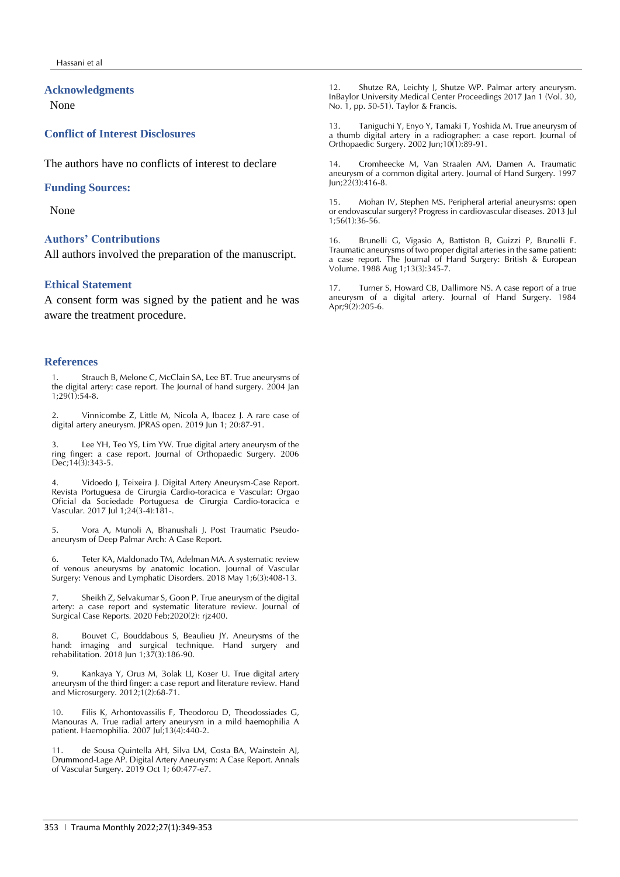## Acknowledgments

None

## Conflict of Interest Disclosures

The authors have no conflicts of interest to declare

## Funding Sources:

None

## Authors' Contributions

All authors involved the preparation of the manuscript.

## Ethical Statement

A consent form was signed by the patient and he was aware the treatment procedure.

## References

1. Strauch B, Melone C, McClain SA, Lee BT. True aneurysms of the digital artery: case report. The Journal of hand surgery. 2004 Jan 1;29(1):54-8.

2. Vinnicombe Z, Little M, Nicola A, Ibacez J. A rare case of digital artery aneurysm. JPRAS open. 2019 Jun 1; 20:87-91.

3. Lee YH, Teo YS, Lim YW. True digital artery aneurysm of the ring finger: a case report. Journal of Orthopaedic Surgery. 2006 Dec;14(3):343-5.

4. Vidoedo J, Teixeira J. Digital Artery Aneurysm-Case Report. Revista Portuguesa de Cirurgia Cardio-toracica e Vascular: Orgao Oficial da Sociedade Portuguesa de Cirurgia Cardio-toracica e Vascular. 2017 Jul 1;24(3-4):181-.

5. Vora A, Munoli A, Bhanushali J. Post Traumatic Pseudo-aneurysm of Deep Palmar Arch: A Case Report.

6. Teter KA, Maldonado TM, Adelman MA. A systematic review of venous aneurysms by anatomic location. Journal of Vascular Surgery: Venous and Lymphatic Disorders. 2018 May 1;6(3):408-13.

7. Sheikh Z, Selvakumar S, Goon P. True aneurysm of the digital artery: a case report and systematic literature review. Journal of Surgical Case Reports. 2020 Feb;2020(2): rjz400.

8. Bouvet C, Bouddabous S, Beaulieu JY. Aneurysms of the hand: imaging and surgical technique. Hand surgery and rehabilitation. 2018 Jun 1;37(3):186-90.

9. Kankaya Y, Oruз M, Зolak LI, Koзer U. True digital artery aneurysm of the third finger: a case report and literature review. Hand and Microsurgery. 2012;1(2):68-71.

10. Filis K, Arhontovassilis F, Theodorou D, Theodossiades G, Manouras A. True radial artery aneurysm in a mild haemophilia A patient. Haemophilia. 2007 Jul;13(4):440-2.

11. de Sousa Quintella AH, Silva LM, Costa BA, Wainstein AJ, Drummond-Lage AP. Digital Artery Aneurysm: A Case Report. Annals of Vascular Surgery. 2019 Oct 1; 60:477-e7.

12. Shutze RA, Leichty J, Shutze WP. Palmar artery aneurysm. InBaylor University Medical Center Proceedings 2017 Jan 1 (Vol. 30, No. 1, pp. 50-51). Taylor & Francis.

13. Taniguchi Y, Enyo Y, Tamaki T, Yoshida M. True aneurysm of a thumb digital artery in a radiographer: a case report. Journal of Orthopaedic Surgery. 2002 Jun;10(1):89-91.

14. Cromheecke M, Van Straalen AM, Damen A. Traumatic aneurysm of a common digital artery. Journal of Hand Surgery. 1997 Jun;22(3):416-8.

15. Mohan IV, Stephen MS. Peripheral arterial aneurysms: open or endovascular surgery? Progress in cardiovascular diseases. 2013 Jul 1;56(1):36-56.

16. Brunelli G, Vigasio A, Battiston B, Guizzi P, Brunelli F. Traumatic aneurysms of two proper digital arteries in the same patient: a case report. The Journal of Hand Surgery: British & European Volume. 1988 Aug 1;13(3):345-7.

17. Turner S, Howard CB, Dallimore NS. A case report of a true aneurysm of a digital artery. Journal of Hand Surgery. 1984 Apr;9(2):205-6.